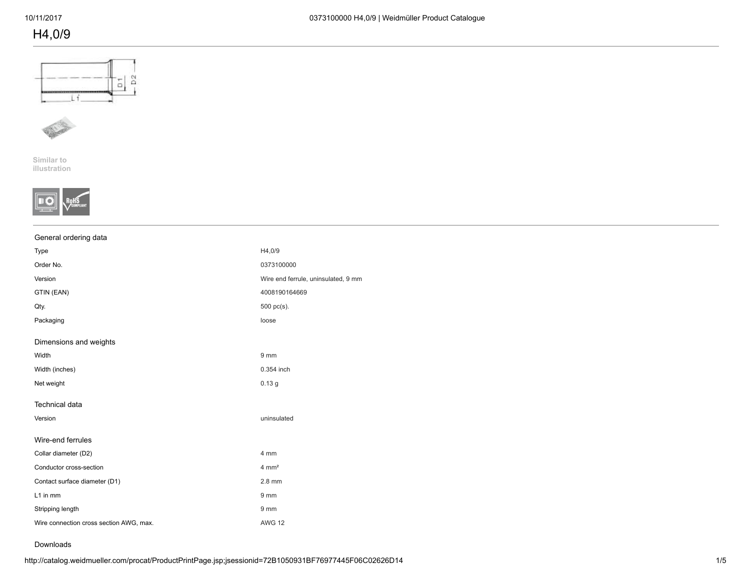# H4,0/9

Similar to illustration

## General ordering data

| | |
|---|---|
| Type | H4,0/9 |
| Order No. | 0373100000 |
| Version | Wire end ferrule, uninsulated, 9 mm |
| GTIN (EAN) | 4008190164669 |
| Qty. | 500 pc(s). |
| Packaging | loose |

## Dimensions and weights

| | |
|---|---|
| Width | 9 mm |
| Width (inches) | 0.354 inch |
| Net weight | 0.13 g |

## Technical data

| | |
|---|---|
| Version | uninsulated |

## Wire-end ferrules

| | |
|---|---|
| Collar diameter (D2) | 4 mm |
| Conductor cross-section | 4 mm² |
| Contact surface diameter (D1) | 2.8 mm |
| L1 in mm | 9 mm |
| Stripping length | 9 mm |
| Wire connection cross section AWG, max. | AWG 12 |

## Downloads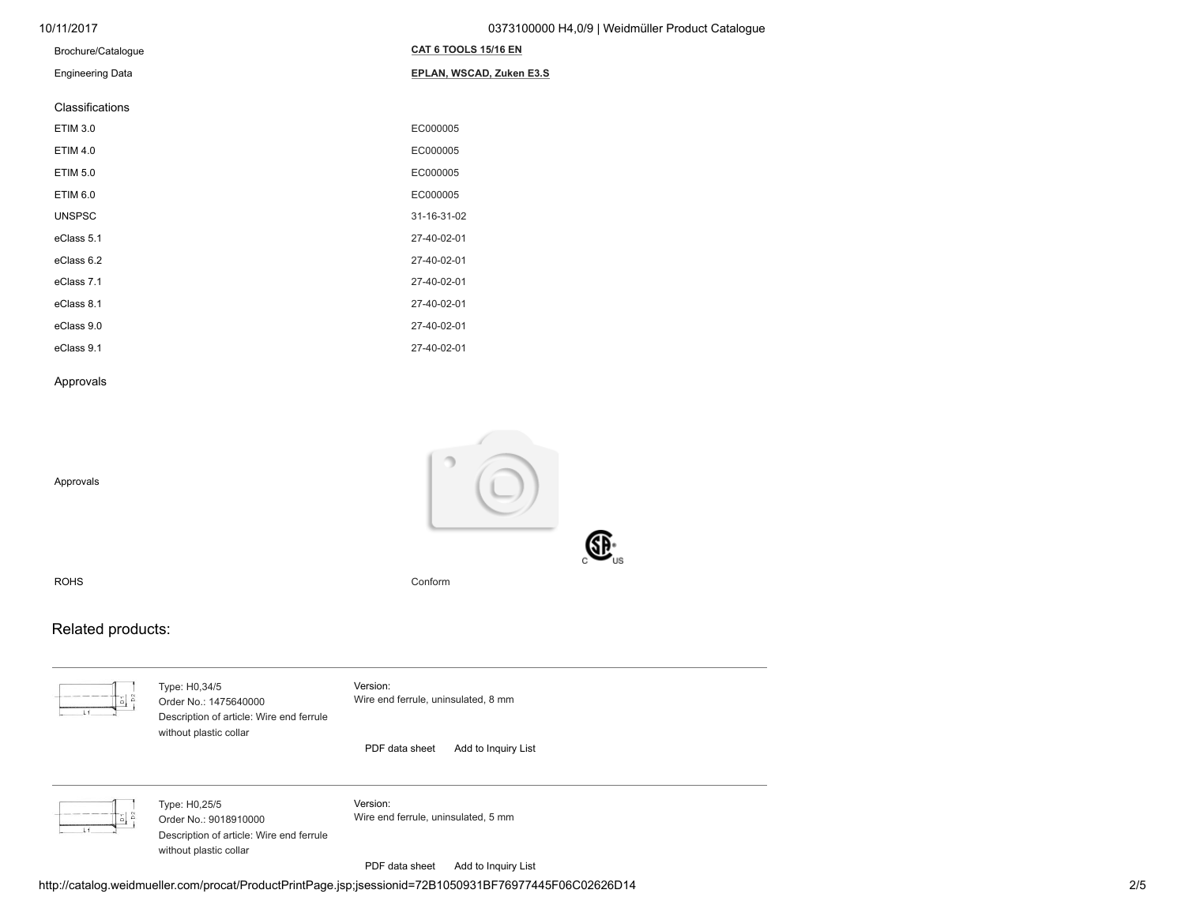| | |
|---|---|
| Brochure/Catalogue | **CAT 6 TOOLS 15/16 EN** |
| Engineering Data | **EPLAN, WSCAD, Zuken E3.S** |

## Classifications

| | |
|---|---|
| ETIM 3.0 | EC000005 |
| ETIM 4.0 | EC000005 |
| ETIM 5.0 | EC000005 |
| ETIM 6.0 | EC000005 |
| UNSPSC | 31-16-31-02 |
| eClass 5.1 | 27-40-02-01 |
| eClass 6.2 | 27-40-02-01 |
| eClass 7.1 | 27-40-02-01 |
| eClass 8.1 | 27-40-02-01 |
| eClass 9.0 | 27-40-02-01 |
| eClass 9.1 | 27-40-02-01 |

## Approvals

| | |
|---|---|
| Approvals | |
| ROHS | Conform |

## Related products:

Type: H0,34/5
Order No.: 1475640000
Description of article: Wire end ferrule without plastic collar

Version:
Wire end ferrule, uninsulated, 8 mm

PDF data sheet   Add to Inquiry List

---

Type: H0,25/5
Order No.: 9018910000
Description of article: Wire end ferrule without plastic collar

Version:
Wire end ferrule, uninsulated, 5 mm

PDF data sheet   Add to Inquiry List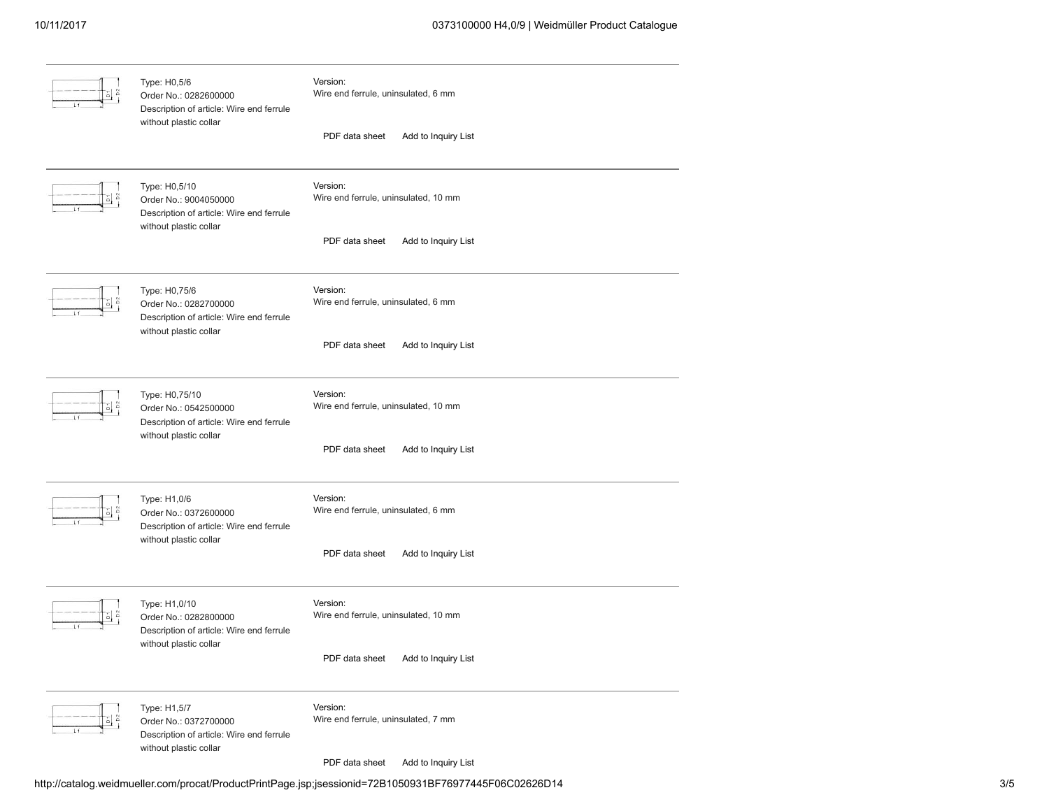Type: H0,5/6
Order No.: 0282600000
Description of article: Wire end ferrule without plastic collar

Version:
Wire end ferrule, uninsulated, 6 mm

PDF data sheet Add to Inquiry List

---

Type: H0,5/10
Order No.: 9004050000
Description of article: Wire end ferrule without plastic collar

Version:
Wire end ferrule, uninsulated, 10 mm

PDF data sheet Add to Inquiry List

---

Type: H0,75/6
Order No.: 0282700000
Description of article: Wire end ferrule without plastic collar

Version:
Wire end ferrule, uninsulated, 6 mm

PDF data sheet Add to Inquiry List

---

Type: H0,75/10
Order No.: 0542500000
Description of article: Wire end ferrule without plastic collar

Version:
Wire end ferrule, uninsulated, 10 mm

PDF data sheet Add to Inquiry List

---

Type: H1,0/6
Order No.: 0372600000
Description of article: Wire end ferrule without plastic collar

Version:
Wire end ferrule, uninsulated, 6 mm

PDF data sheet Add to Inquiry List

---

Type: H1,0/10
Order No.: 0282800000
Description of article: Wire end ferrule without plastic collar

Version:
Wire end ferrule, uninsulated, 10 mm

PDF data sheet Add to Inquiry List

---

Type: H1,5/7
Order No.: 0372700000
Description of article: Wire end ferrule without plastic collar

Version:
Wire end ferrule, uninsulated, 7 mm

PDF data sheet Add to Inquiry List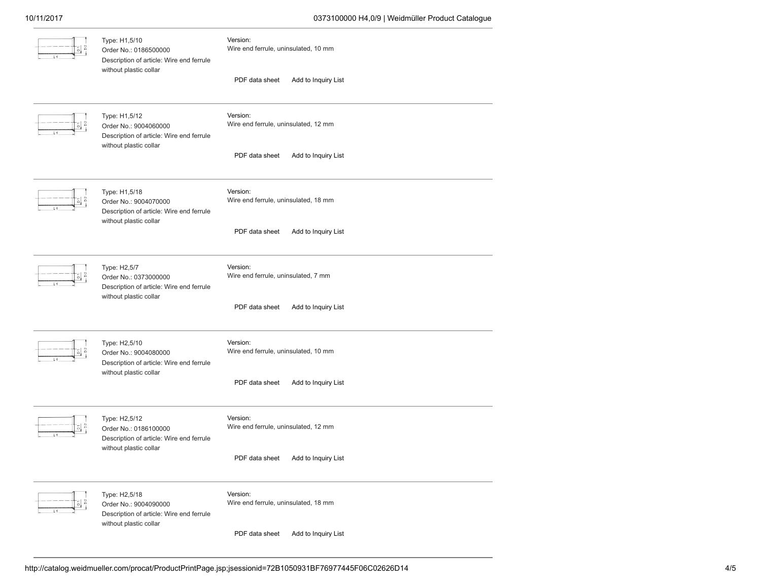Type: H1,5/10
Order No.: 0186500000
Description of article: Wire end ferrule without plastic collar

Version:
Wire end ferrule, uninsulated, 10 mm

PDF data sheet    Add to Inquiry List

---

Type: H1,5/12
Order No.: 9004060000
Description of article: Wire end ferrule without plastic collar

Version:
Wire end ferrule, uninsulated, 12 mm

PDF data sheet    Add to Inquiry List

---

Type: H1,5/18
Order No.: 9004070000
Description of article: Wire end ferrule without plastic collar

Version:
Wire end ferrule, uninsulated, 18 mm

PDF data sheet    Add to Inquiry List

---

Type: H2,5/7
Order No.: 0373000000
Description of article: Wire end ferrule without plastic collar

Version:
Wire end ferrule, uninsulated, 7 mm

PDF data sheet    Add to Inquiry List

---

Type: H2,5/10
Order No.: 9004080000
Description of article: Wire end ferrule without plastic collar

Version:
Wire end ferrule, uninsulated, 10 mm

PDF data sheet    Add to Inquiry List

---

Type: H2,5/12
Order No.: 0186100000
Description of article: Wire end ferrule without plastic collar

Version:
Wire end ferrule, uninsulated, 12 mm

PDF data sheet    Add to Inquiry List

---

Type: H2,5/18
Order No.: 9004090000
Description of article: Wire end ferrule without plastic collar

Version:
Wire end ferrule, uninsulated, 18 mm

PDF data sheet    Add to Inquiry List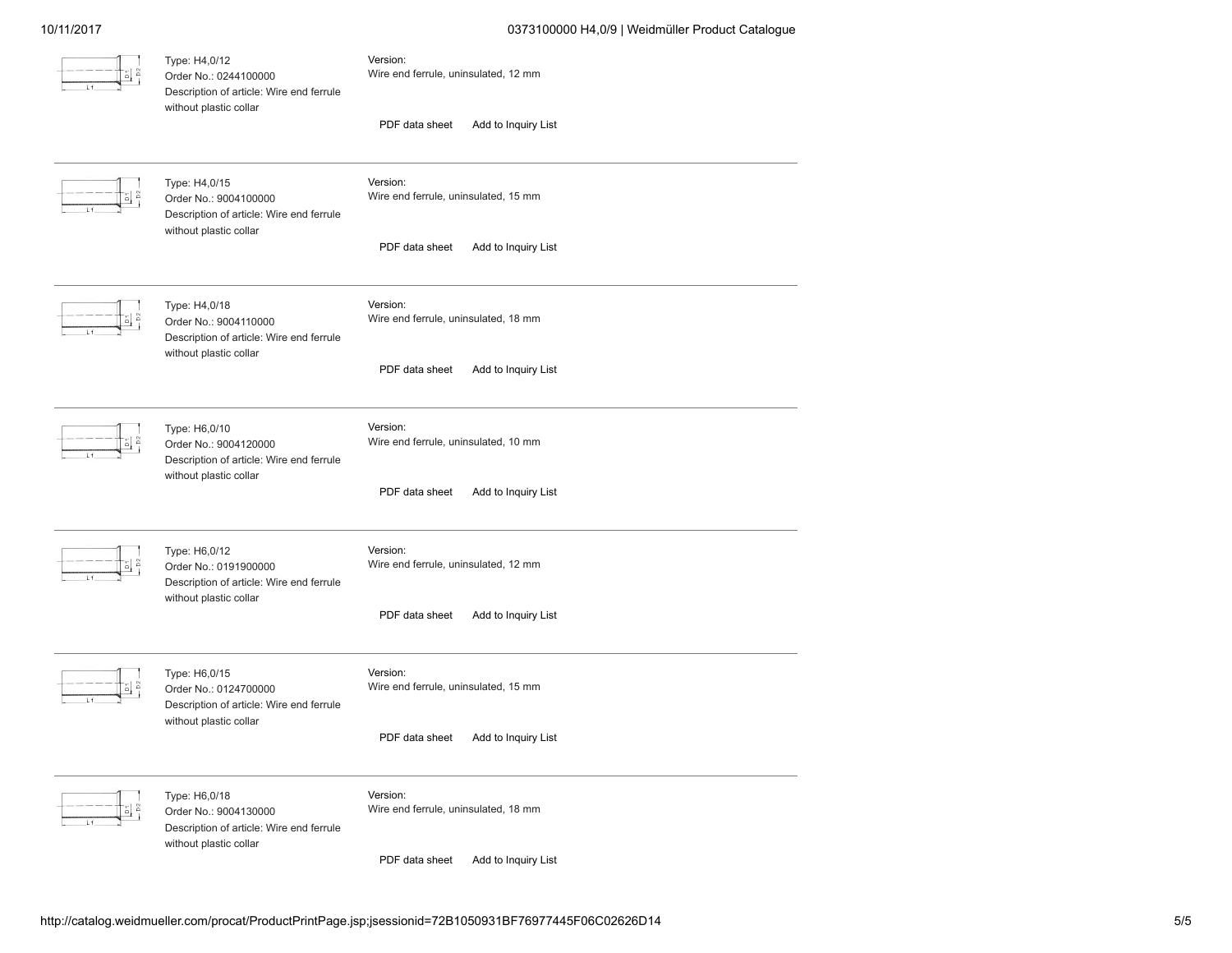Type: H4,0/12
Order No.: 0244100000
Description of article: Wire end ferrule without plastic collar

Version:
Wire end ferrule, uninsulated, 12 mm

PDF data sheet Add to Inquiry List

---

Type: H4,0/15
Order No.: 9004100000
Description of article: Wire end ferrule without plastic collar

Version:
Wire end ferrule, uninsulated, 15 mm

PDF data sheet Add to Inquiry List

---

Type: H4,0/18
Order No.: 9004110000
Description of article: Wire end ferrule without plastic collar

Version:
Wire end ferrule, uninsulated, 18 mm

PDF data sheet Add to Inquiry List

---

Type: H6,0/10
Order No.: 9004120000
Description of article: Wire end ferrule without plastic collar

Version:
Wire end ferrule, uninsulated, 10 mm

PDF data sheet Add to Inquiry List

---

Type: H6,0/12
Order No.: 0191900000
Description of article: Wire end ferrule without plastic collar

Version:
Wire end ferrule, uninsulated, 12 mm

PDF data sheet Add to Inquiry List

---

Type: H6,0/15
Order No.: 0124700000
Description of article: Wire end ferrule without plastic collar

Version:
Wire end ferrule, uninsulated, 15 mm

PDF data sheet Add to Inquiry List

---

Type: H6,0/18
Order No.: 9004130000
Description of article: Wire end ferrule without plastic collar

Version:
Wire end ferrule, uninsulated, 18 mm

PDF data sheet Add to Inquiry List